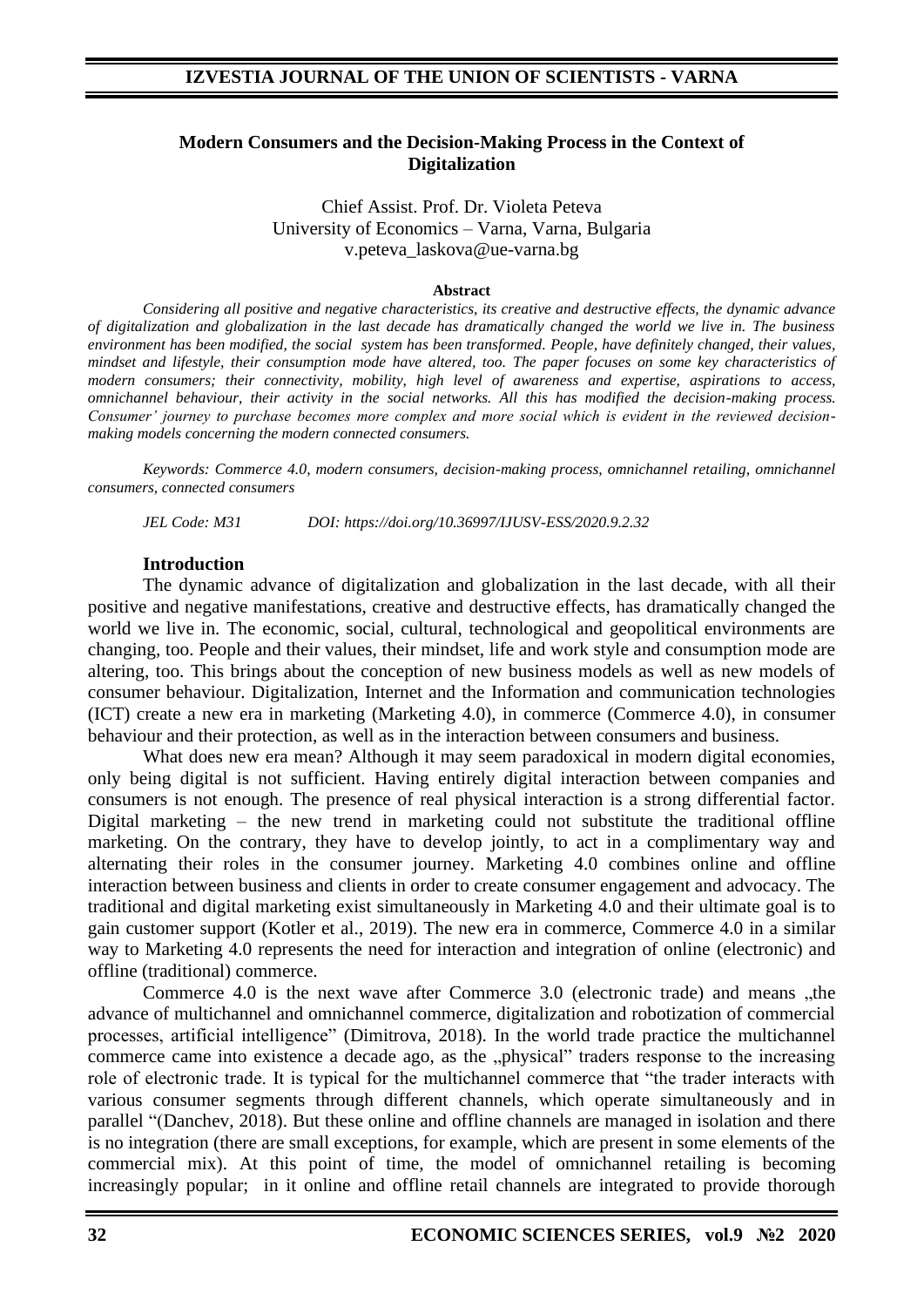# Modern Consumers and the Decision-Making Process in the Context of Digitalization

Chief Assist. Prof. Dr. Violeta Peteva
University of Economics – Varna, Varna, Bulgaria
v.peteva_laskova@ue-varna.bg

**Abstract**

*Considering all positive and negative characteristics, its creative and destructive effects, the dynamic advance of digitalization and globalization in the last decade has dramatically changed the world we live in. The business environment has been modified, the social system has been transformed. People, have definitely changed, their values, mindset and lifestyle, their consumption mode have altered, too. The paper focuses on some key characteristics of modern consumers; their connectivity, mobility, high level of awareness and expertise, aspirations to access, omnichannel behaviour, their activity in the social networks. All this has modified the decision-making process. Consumer' journey to purchase becomes more complex and more social which is evident in the reviewed decision-making models concerning the modern connected consumers.*

*Keywords: Commerce 4.0, modern consumers, decision-making process, omnichannel retailing, omnichannel consumers, connected consumers*

*JEL Code: M31 DOI: https://doi.org/10.36997/IJUSV-ESS/2020.9.2.32*

## Introduction

The dynamic advance of digitalization and globalization in the last decade, with all their positive and negative manifestations, creative and destructive effects, has dramatically changed the world we live in. The economic, social, cultural, technological and geopolitical environments are changing, too. People and their values, their mindset, life and work style and consumption mode are altering, too. This brings about the conception of new business models as well as new models of consumer behaviour. Digitalization, Internet and the Information and communication technologies (ICT) create a new era in marketing (Marketing 4.0), in commerce (Commerce 4.0), in consumer behaviour and their protection, as well as in the interaction between consumers and business.

What does new era mean? Although it may seem paradoxical in modern digital economies, only being digital is not sufficient. Having entirely digital interaction between companies and consumers is not enough. The presence of real physical interaction is a strong differential factor. Digital marketing – the new trend in marketing could not substitute the traditional offline marketing. On the contrary, they have to develop jointly, to act in a complimentary way and alternating their roles in the consumer journey. Marketing 4.0 combines online and offline interaction between business and clients in order to create consumer engagement and advocacy. The traditional and digital marketing exist simultaneously in Marketing 4.0 and their ultimate goal is to gain customer support (Kotler et al., 2019). The new era in commerce, Commerce 4.0 in a similar way to Marketing 4.0 represents the need for interaction and integration of online (electronic) and offline (traditional) commerce.

Commerce 4.0 is the next wave after Commerce 3.0 (electronic trade) and means „the advance of multichannel and omnichannel commerce, digitalization and robotization of commercial processes, artificial intelligence" (Dimitrova, 2018). In the world trade practice the multichannel commerce came into existence a decade ago, as the „physical" traders response to the increasing role of electronic trade. It is typical for the multichannel commerce that "the trader interacts with various consumer segments through different channels, which operate simultaneously and in parallel "(Danchev, 2018). But these online and offline channels are managed in isolation and there is no integration (there are small exceptions, for example, which are present in some elements of the commercial mix). At this point of time, the model of omnichannel retailing is becoming increasingly popular; in it online and offline retail channels are integrated to provide thorough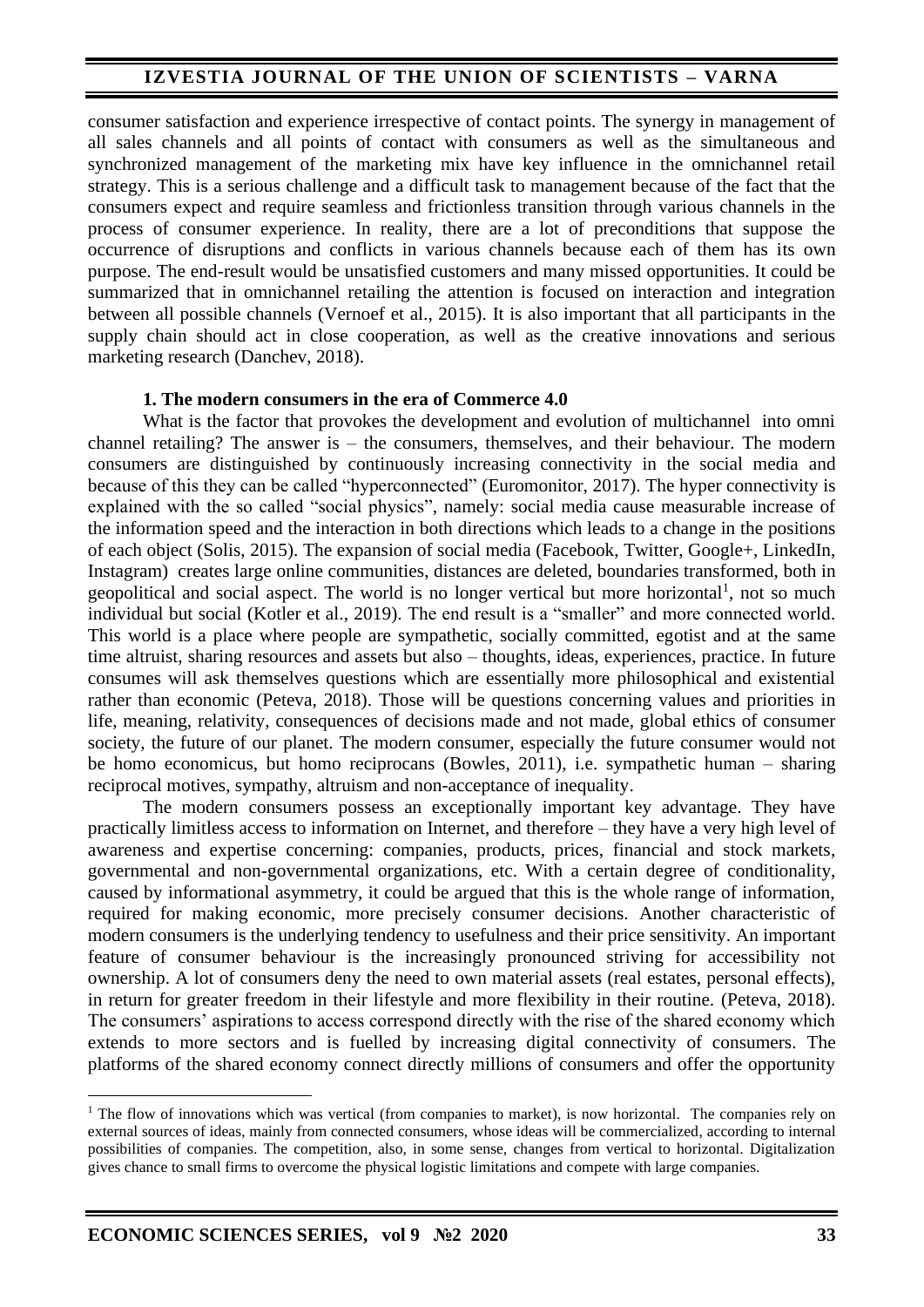consumer satisfaction and experience irrespective of contact points. The synergy in management of all sales channels and all points of contact with consumers as well as the simultaneous and synchronized management of the marketing mix have key influence in the omnichannel retail strategy. This is a serious challenge and a difficult task to management because of the fact that the consumers expect and require seamless and frictionless transition through various channels in the process of consumer experience. In reality, there are a lot of preconditions that suppose the occurrence of disruptions and conflicts in various channels because each of them has its own purpose. The end-result would be unsatisfied customers and many missed opportunities. It could be summarized that in omnichannel retailing the attention is focused on interaction and integration between all possible channels (Vernoef et al., 2015). It is also important that all participants in the supply chain should act in close cooperation, as well as the creative innovations and serious marketing research (Danchev, 2018).

## 1. The modern consumers in the era of Commerce 4.0

What is the factor that provokes the development and evolution of multichannel into omni channel retailing? The answer is – the consumers, themselves, and their behaviour. The modern consumers are distinguished by continuously increasing connectivity in the social media and because of this they can be called "hyperconnected" (Euromonitor, 2017). The hyper connectivity is explained with the so called "social physics", namely: social media cause measurable increase of the information speed and the interaction in both directions which leads to a change in the positions of each object (Solis, 2015). The expansion of social media (Facebook, Twitter, Google+, LinkedIn, Instagram) creates large online communities, distances are deleted, boundaries transformed, both in geopolitical and social aspect. The world is no longer vertical but more horizontal[1], not so much individual but social (Kotler et al., 2019). The end result is a "smaller" and more connected world. This world is a place where people are sympathetic, socially committed, egotist and at the same time altruist, sharing resources and assets but also – thoughts, ideas, experiences, practice. In future consumes will ask themselves questions which are essentially more philosophical and existential rather than economic (Peteva, 2018). Those will be questions concerning values and priorities in life, meaning, relativity, consequences of decisions made and not made, global ethics of consumer society, the future of our planet. The modern consumer, especially the future consumer would not be homo economicus, but homo reciprocans (Bowles, 2011), i.e. sympathetic human – sharing reciprocal motives, sympathy, altruism and non-acceptance of inequality.

The modern consumers possess an exceptionally important key advantage. They have practically limitless access to information on Internet, and therefore – they have a very high level of awareness and expertise concerning: companies, products, prices, financial and stock markets, governmental and non-governmental organizations, etc. With a certain degree of conditionality, caused by informational asymmetry, it could be argued that this is the whole range of information, required for making economic, more precisely consumer decisions. Another characteristic of modern consumers is the underlying tendency to usefulness and their price sensitivity. An important feature of consumer behaviour is the increasingly pronounced striving for accessibility not ownership. A lot of consumers deny the need to own material assets (real estates, personal effects), in return for greater freedom in their lifestyle and more flexibility in their routine. (Peteva, 2018). The consumers' aspirations to access correspond directly with the rise of the shared economy which extends to more sectors and is fuelled by increasing digital connectivity of consumers. The platforms of the shared economy connect directly millions of consumers and offer the opportunity

---

[1] The flow of innovations which was vertical (from companies to market), is now horizontal. The companies rely on external sources of ideas, mainly from connected consumers, whose ideas will be commercialized, according to internal possibilities of companies. The competition, also, in some sense, changes from vertical to horizontal. Digitalization gives chance to small firms to overcome the physical logistic limitations and compete with large companies.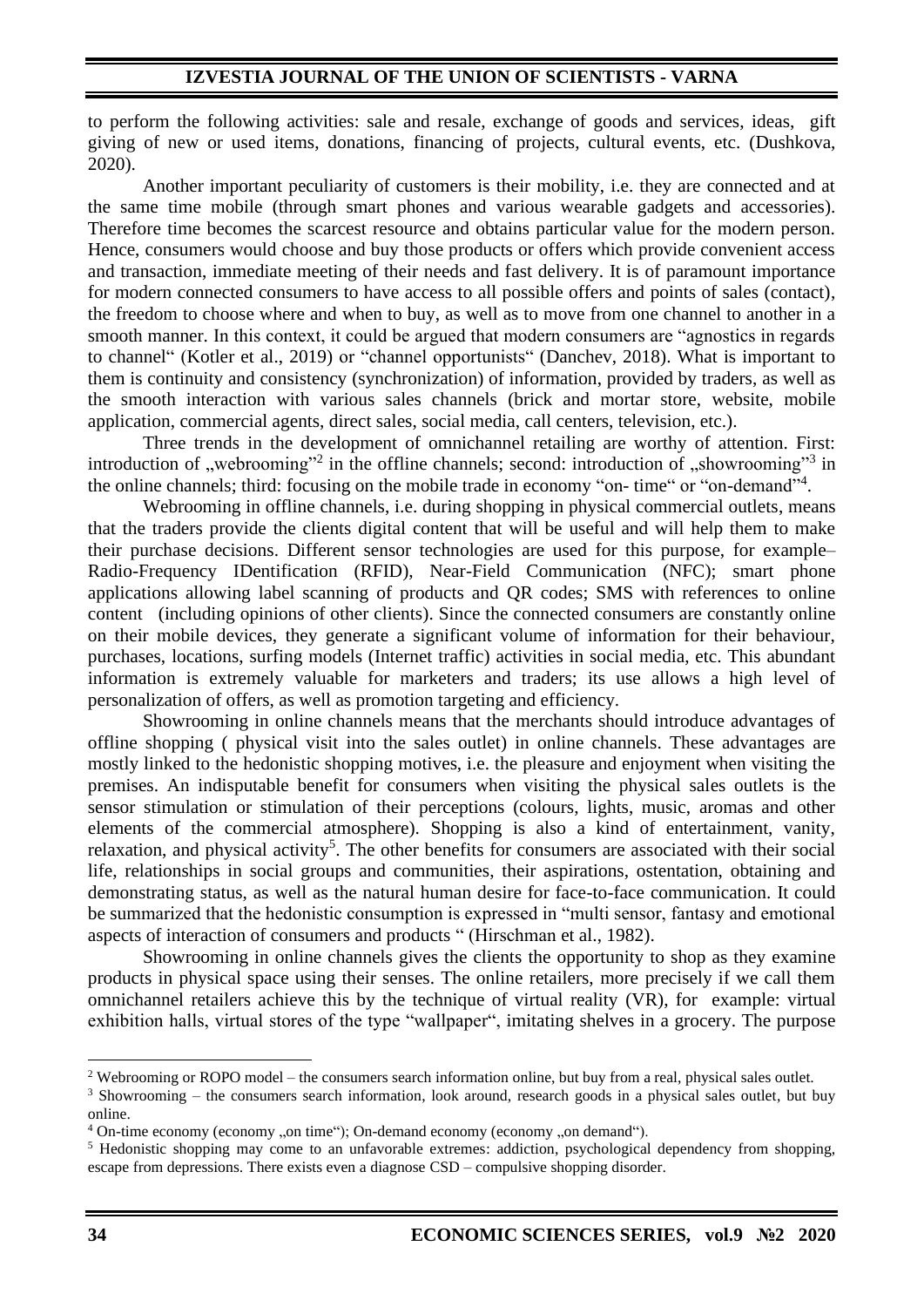to perform the following activities: sale and resale, exchange of goods and services, ideas, gift giving of new or used items, donations, financing of projects, cultural events, etc. (Dushkova, 2020).

Another important peculiarity of customers is their mobility, i.e. they are connected and at the same time mobile (through smart phones and various wearable gadgets and accessories). Therefore time becomes the scarcest resource and obtains particular value for the modern person. Hence, consumers would choose and buy those products or offers which provide convenient access and transaction, immediate meeting of their needs and fast delivery. It is of paramount importance for modern connected consumers to have access to all possible offers and points of sales (contact), the freedom to choose where and when to buy, as well as to move from one channel to another in a smooth manner. In this context, it could be argued that modern consumers are "agnostics in regards to channel" (Kotler et al., 2019) or "channel opportunists" (Danchev, 2018). What is important to them is continuity and consistency (synchronization) of information, provided by traders, as well as the smooth interaction with various sales channels (brick and mortar store, website, mobile application, commercial agents, direct sales, social media, call centers, television, etc.).

Three trends in the development of omnichannel retailing are worthy of attention. First: introduction of „webrooming"[2] in the offline channels; second: introduction of „showrooming"[3] in the online channels; third: focusing on the mobile trade in economy "on- time" or "on-demand"[4].

Webrooming in offline channels, i.e. during shopping in physical commercial outlets, means that the traders provide the clients digital content that will be useful and will help them to make their purchase decisions. Different sensor technologies are used for this purpose, for example– Radio-Frequency IDentification (RFID), Near-Field Communication (NFC); smart phone applications allowing label scanning of products and QR codes; SMS with references to online content (including opinions of other clients). Since the connected consumers are constantly online on their mobile devices, they generate a significant volume of information for their behaviour, purchases, locations, surfing models (Internet traffic) activities in social media, etc. This abundant information is extremely valuable for marketers and traders; its use allows a high level of personalization of offers, as well as promotion targeting and efficiency.

Showrooming in online channels means that the merchants should introduce advantages of offline shopping ( physical visit into the sales outlet) in online channels. These advantages are mostly linked to the hedonistic shopping motives, i.e. the pleasure and enjoyment when visiting the premises. An indisputable benefit for consumers when visiting the physical sales outlets is the sensor stimulation or stimulation of their perceptions (colours, lights, music, aromas and other elements of the commercial atmosphere). Shopping is also a kind of entertainment, vanity, relaxation, and physical activity[5]. The other benefits for consumers are associated with their social life, relationships in social groups and communities, their aspirations, ostentation, obtaining and demonstrating status, as well as the natural human desire for face-to-face communication. It could be summarized that the hedonistic consumption is expressed in "multi sensor, fantasy and emotional aspects of interaction of consumers and products " (Hirschman et al., 1982).

Showrooming in online channels gives the clients the opportunity to shop as they examine products in physical space using their senses. The online retailers, more precisely if we call them omnichannel retailers achieve this by the technique of virtual reality (VR), for example: virtual exhibition halls, virtual stores of the type "wallpaper", imitating shelves in a grocery. The purpose

---

[2] Webrooming or ROPO model – the consumers search information online, but buy from a real, physical sales outlet.

[3] Showrooming – the consumers search information, look around, research goods in a physical sales outlet, but buy online.

[4] On-time economy (economy „on time"); On-demand economy (economy „on demand").

[5] Hedonistic shopping may come to an unfavorable extremes: addiction, psychological dependency from shopping, escape from depressions. There exists even a diagnose CSD – compulsive shopping disorder.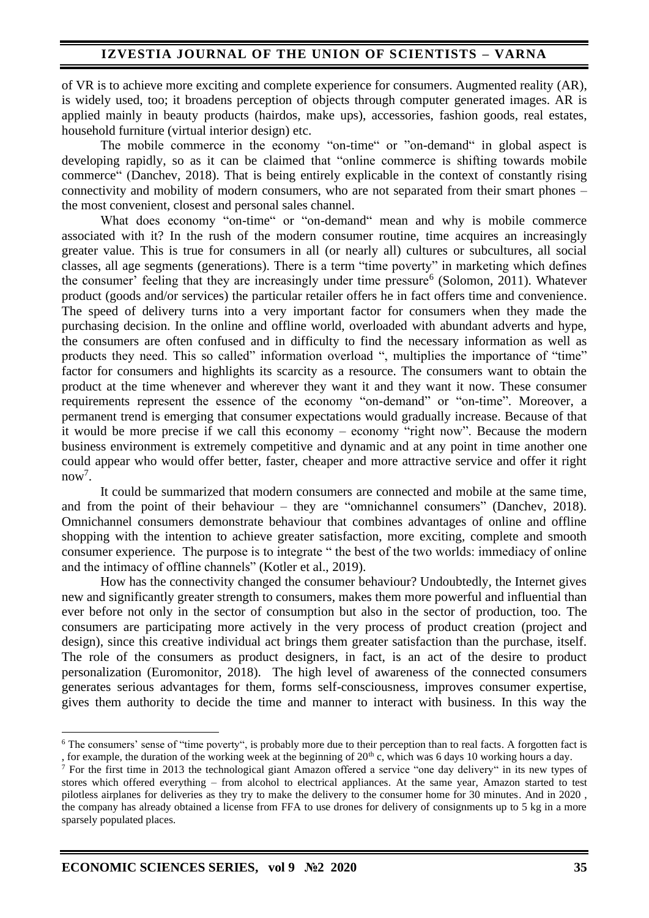of VR is to achieve more exciting and complete experience for consumers. Augmented reality (AR), is widely used, too; it broadens perception of objects through computer generated images. AR is applied mainly in beauty products (hairdos, make ups), accessories, fashion goods, real estates, household furniture (virtual interior design) etc.

The mobile commerce in the economy "on-time" or "on-demand" in global aspect is developing rapidly, so as it can be claimed that "online commerce is shifting towards mobile commerce" (Danchev, 2018). That is being entirely explicable in the context of constantly rising connectivity and mobility of modern consumers, who are not separated from their smart phones – the most convenient, closest and personal sales channel.

What does economy "on-time" or "on-demand" mean and why is mobile commerce associated with it? In the rush of the modern consumer routine, time acquires an increasingly greater value. This is true for consumers in all (or nearly all) cultures or subcultures, all social classes, all age segments (generations). There is a term "time poverty" in marketing which defines the consumer' feeling that they are increasingly under time pressure[6] (Solomon, 2011). Whatever product (goods and/or services) the particular retailer offers he in fact offers time and convenience. The speed of delivery turns into a very important factor for consumers when they made the purchasing decision. In the online and offline world, overloaded with abundant adverts and hype, the consumers are often confused and in difficulty to find the necessary information as well as products they need. This so called" information overload ", multiplies the importance of "time" factor for consumers and highlights its scarcity as a resource. The consumers want to obtain the product at the time whenever and wherever they want it and they want it now. These consumer requirements represent the essence of the economy "on-demand" or "on-time". Moreover, a permanent trend is emerging that consumer expectations would gradually increase. Because of that it would be more precise if we call this economy – economy "right now". Because the modern business environment is extremely competitive and dynamic and at any point in time another one could appear who would offer better, faster, cheaper and more attractive service and offer it right now[7].

It could be summarized that modern consumers are connected and mobile at the same time, and from the point of their behaviour – they are "omnichannel consumers" (Danchev, 2018). Omnichannel consumers demonstrate behaviour that combines advantages of online and offline shopping with the intention to achieve greater satisfaction, more exciting, complete and smooth consumer experience. The purpose is to integrate " the best of the two worlds: immediacy of online and the intimacy of offline channels" (Kotler et al., 2019).

How has the connectivity changed the consumer behaviour? Undoubtedly, the Internet gives new and significantly greater strength to consumers, makes them more powerful and influential than ever before not only in the sector of consumption but also in the sector of production, too. The consumers are participating more actively in the very process of product creation (project and design), since this creative individual act brings them greater satisfaction than the purchase, itself. The role of the consumers as product designers, in fact, is an act of the desire to product personalization (Euromonitor, 2018). The high level of awareness of the connected consumers generates serious advantages for them, forms self-consciousness, improves consumer expertise, gives them authority to decide the time and manner to interact with business. In this way the

---

[6] The consumers' sense of "time poverty", is probably more due to their perception than to real facts. A forgotten fact is , for example, the duration of the working week at the beginning of 20th c, which was 6 days 10 working hours a day.

[7] For the first time in 2013 the technological giant Amazon offered a service "one day delivery" in its new types of stores which offered everything – from alcohol to electrical appliances. At the same year, Amazon started to test pilotless airplanes for deliveries as they try to make the delivery to the consumer home for 30 minutes. And in 2020 , the company has already obtained a license from FFA to use drones for delivery of consignments up to 5 kg in a more sparsely populated places.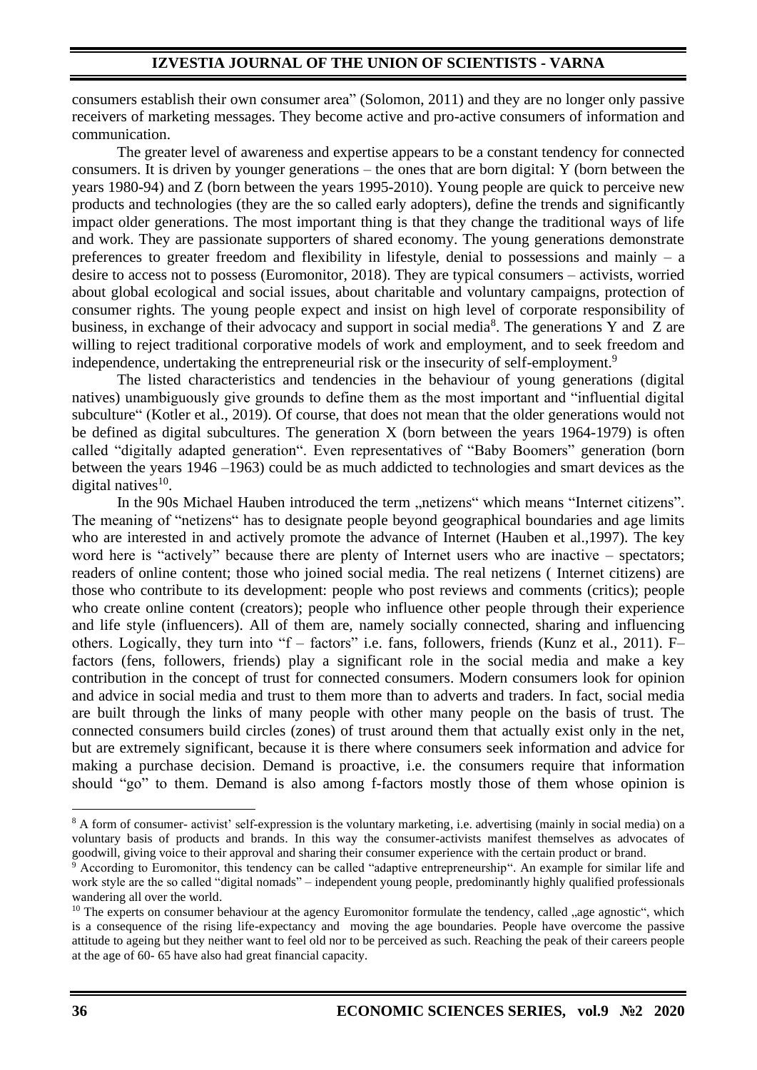consumers establish their own consumer area" (Solomon, 2011) and they are no longer only passive receivers of marketing messages. They become active and pro-active consumers of information and communication.

The greater level of awareness and expertise appears to be a constant tendency for connected consumers. It is driven by younger generations – the ones that are born digital: Y (born between the years 1980-94) and Z (born between the years 1995-2010). Young people are quick to perceive new products and technologies (they are the so called early adopters), define the trends and significantly impact older generations. The most important thing is that they change the traditional ways of life and work. They are passionate supporters of shared economy. The young generations demonstrate preferences to greater freedom and flexibility in lifestyle, denial to possessions and mainly – a desire to access not to possess (Euromonitor, 2018). They are typical consumers – activists, worried about global ecological and social issues, about charitable and voluntary campaigns, protection of consumer rights. The young people expect and insist on high level of corporate responsibility of business, in exchange of their advocacy and support in social media[8]. The generations Y and Z are willing to reject traditional corporative models of work and employment, and to seek freedom and independence, undertaking the entrepreneurial risk or the insecurity of self-employment.[9]

The listed characteristics and tendencies in the behaviour of young generations (digital natives) unambiguously give grounds to define them as the most important and "influential digital subculture" (Kotler et al., 2019). Of course, that does not mean that the older generations would not be defined as digital subcultures. The generation X (born between the years 1964-1979) is often called "digitally adapted generation". Even representatives of "Baby Boomers" generation (born between the years 1946 –1963) could be as much addicted to technologies and smart devices as the digital natives[10].

In the 90s Michael Hauben introduced the term „netizens" which means "Internet citizens". The meaning of "netizens" has to designate people beyond geographical boundaries and age limits who are interested in and actively promote the advance of Internet (Hauben et al.,1997). The key word here is "actively" because there are plenty of Internet users who are inactive – spectators; readers of online content; those who joined social media. The real netizens ( Internet citizens) are those who contribute to its development: people who post reviews and comments (critics); people who create online content (creators); people who influence other people through their experience and life style (influencers). All of them are, namely socially connected, sharing and influencing others. Logically, they turn into "f – factors" i.e. fans, followers, friends (Kunz et al., 2011). F– factors (fens, followers, friends) play a significant role in the social media and make a key contribution in the concept of trust for connected consumers. Modern consumers look for opinion and advice in social media and trust to them more than to adverts and traders. In fact, social media are built through the links of many people with other many people on the basis of trust. The connected consumers build circles (zones) of trust around them that actually exist only in the net, but are extremely significant, because it is there where consumers seek information and advice for making a purchase decision. Demand is proactive, i.e. the consumers require that information should "go" to them. Demand is also among f-factors mostly those of them whose opinion is

---

[8] A form of consumer- activist' self-expression is the voluntary marketing, i.e. advertising (mainly in social media) on a voluntary basis of products and brands. In this way the consumer-activists manifest themselves as advocates of goodwill, giving voice to their approval and sharing their consumer experience with the certain product or brand.

[9] According to Euromonitor, this tendency can be called "adaptive entrepreneurship". An example for similar life and work style are the so called "digital nomads" – independent young people, predominantly highly qualified professionals wandering all over the world.

[10] The experts on consumer behaviour at the agency Euromonitor formulate the tendency, called „age agnostic", which is a consequence of the rising life-expectancy and moving the age boundaries. People have overcome the passive attitude to ageing but they neither want to feel old nor to be perceived as such. Reaching the peak of their careers people at the age of 60- 65 have also had great financial capacity.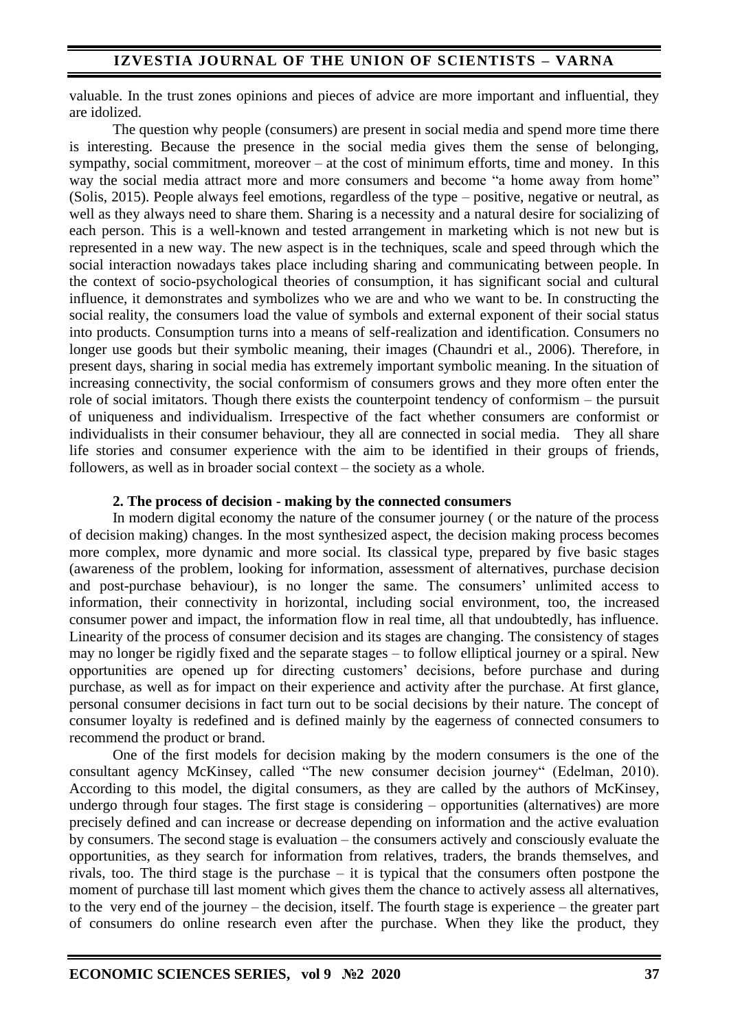valuable. In the trust zones opinions and pieces of advice are more important and influential, they are idolized.

The question why people (consumers) are present in social media and spend more time there is interesting. Because the presence in the social media gives them the sense of belonging, sympathy, social commitment, moreover – at the cost of minimum efforts, time and money. In this way the social media attract more and more consumers and become "a home away from home" (Solis, 2015). People always feel emotions, regardless of the type – positive, negative or neutral, as well as they always need to share them. Sharing is a necessity and a natural desire for socializing of each person. This is a well-known and tested arrangement in marketing which is not new but is represented in a new way. The new aspect is in the techniques, scale and speed through which the social interaction nowadays takes place including sharing and communicating between people. In the context of socio-psychological theories of consumption, it has significant social and cultural influence, it demonstrates and symbolizes who we are and who we want to be. In constructing the social reality, the consumers load the value of symbols and external exponent of their social status into products. Consumption turns into a means of self-realization and identification. Consumers no longer use goods but their symbolic meaning, their images (Chaundri et al., 2006). Therefore, in present days, sharing in social media has extremely important symbolic meaning. In the situation of increasing connectivity, the social conformism of consumers grows and they more often enter the role of social imitators. Though there exists the counterpoint tendency of conformism – the pursuit of uniqueness and individualism. Irrespective of the fact whether consumers are conformist or individualists in their consumer behaviour, they all are connected in social media. They all share life stories and consumer experience with the aim to be identified in their groups of friends, followers, as well as in broader social context – the society as a whole.

## 2. The process of decision - making by the connected consumers

In modern digital economy the nature of the consumer journey ( or the nature of the process of decision making) changes. In the most synthesized aspect, the decision making process becomes more complex, more dynamic and more social. Its classical type, prepared by five basic stages (awareness of the problem, looking for information, assessment of alternatives, purchase decision and post-purchase behaviour), is no longer the same. The consumers' unlimited access to information, their connectivity in horizontal, including social environment, too, the increased consumer power and impact, the information flow in real time, all that undoubtedly, has influence. Linearity of the process of consumer decision and its stages are changing. The consistency of stages may no longer be rigidly fixed and the separate stages – to follow elliptical journey or a spiral. New opportunities are opened up for directing customers' decisions, before purchase and during purchase, as well as for impact on their experience and activity after the purchase. At first glance, personal consumer decisions in fact turn out to be social decisions by their nature. The concept of consumer loyalty is redefined and is defined mainly by the eagerness of connected consumers to recommend the product or brand.

One of the first models for decision making by the modern consumers is the one of the consultant agency McKinsey, called "The new consumer decision journey" (Edelman, 2010). According to this model, the digital consumers, as they are called by the authors of McKinsey, undergo through four stages. The first stage is considering – opportunities (alternatives) are more precisely defined and can increase or decrease depending on information and the active evaluation by consumers. The second stage is evaluation – the consumers actively and consciously evaluate the opportunities, as they search for information from relatives, traders, the brands themselves, and rivals, too. The third stage is the purchase – it is typical that the consumers often postpone the moment of purchase till last moment which gives them the chance to actively assess all alternatives, to the very end of the journey – the decision, itself. The fourth stage is experience – the greater part of consumers do online research even after the purchase. When they like the product, they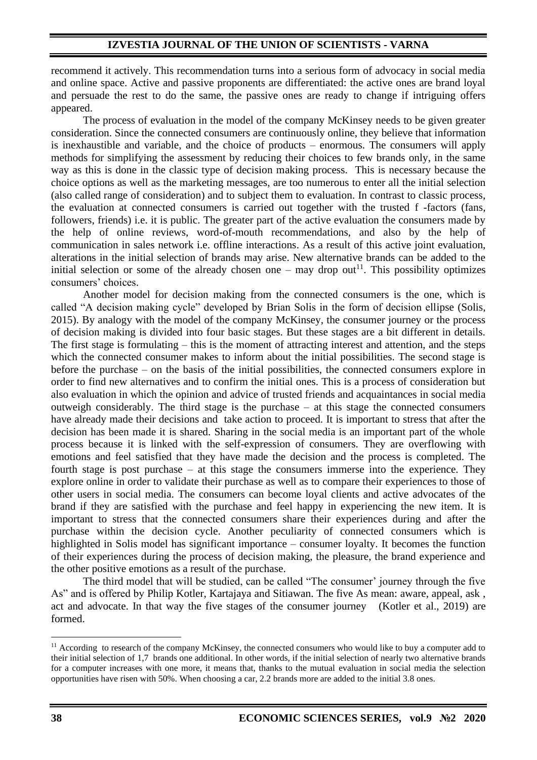recommend it actively. This recommendation turns into a serious form of advocacy in social media and online space. Active and passive proponents are differentiated: the active ones are brand loyal and persuade the rest to do the same, the passive ones are ready to change if intriguing offers appeared.

The process of evaluation in the model of the company McKinsey needs to be given greater consideration. Since the connected consumers are continuously online, they believe that information is inexhaustible and variable, and the choice of products – enormous. The consumers will apply methods for simplifying the assessment by reducing their choices to few brands only, in the same way as this is done in the classic type of decision making process. This is necessary because the choice options as well as the marketing messages, are too numerous to enter all the initial selection (also called range of consideration) and to subject them to evaluation. In contrast to classic process, the evaluation at connected consumers is carried out together with the trusted f -factors (fans, followers, friends) i.e. it is public. The greater part of the active evaluation the consumers made by the help of online reviews, word-of-mouth recommendations, and also by the help of communication in sales network i.e. offline interactions. As a result of this active joint evaluation, alterations in the initial selection of brands may arise. New alternative brands can be added to the initial selection or some of the already chosen one – may drop out[11]. This possibility optimizes consumers' choices.

Another model for decision making from the connected consumers is the one, which is called "A decision making cycle" developed by Brian Solis in the form of decision ellipse (Solis, 2015). By analogy with the model of the company McKinsey, the consumer journey or the process of decision making is divided into four basic stages. But these stages are a bit different in details. The first stage is formulating – this is the moment of attracting interest and attention, and the steps which the connected consumer makes to inform about the initial possibilities. The second stage is before the purchase – on the basis of the initial possibilities, the connected consumers explore in order to find new alternatives and to confirm the initial ones. This is a process of consideration but also evaluation in which the opinion and advice of trusted friends and acquaintances in social media outweigh considerably. The third stage is the purchase – at this stage the connected consumers have already made their decisions and take action to proceed. It is important to stress that after the decision has been made it is shared. Sharing in the social media is an important part of the whole process because it is linked with the self-expression of consumers. They are overflowing with emotions and feel satisfied that they have made the decision and the process is completed. The fourth stage is post purchase – at this stage the consumers immerse into the experience. They explore online in order to validate their purchase as well as to compare their experiences to those of other users in social media. The consumers can become loyal clients and active advocates of the brand if they are satisfied with the purchase and feel happy in experiencing the new item. It is important to stress that the connected consumers share their experiences during and after the purchase within the decision cycle. Another peculiarity of connected consumers which is highlighted in Solis model has significant importance – consumer loyalty. It becomes the function of their experiences during the process of decision making, the pleasure, the brand experience and the other positive emotions as a result of the purchase.

The third model that will be studied, can be called "The consumer' journey through the five As" and is offered by Philip Kotler, Kartajaya and Sitiawan. The five As mean: aware, appeal, ask , act and advocate. In that way the five stages of the consumer journey (Kotler et al., 2019) are formed.

---

[11] According to research of the company McKinsey, the connected consumers who would like to buy a computer add to their initial selection of 1,7 brands one additional. In other words, if the initial selection of nearly two alternative brands for a computer increases with one more, it means that, thanks to the mutual evaluation in social media the selection opportunities have risen with 50%. When choosing a car, 2.2 brands more are added to the initial 3.8 ones.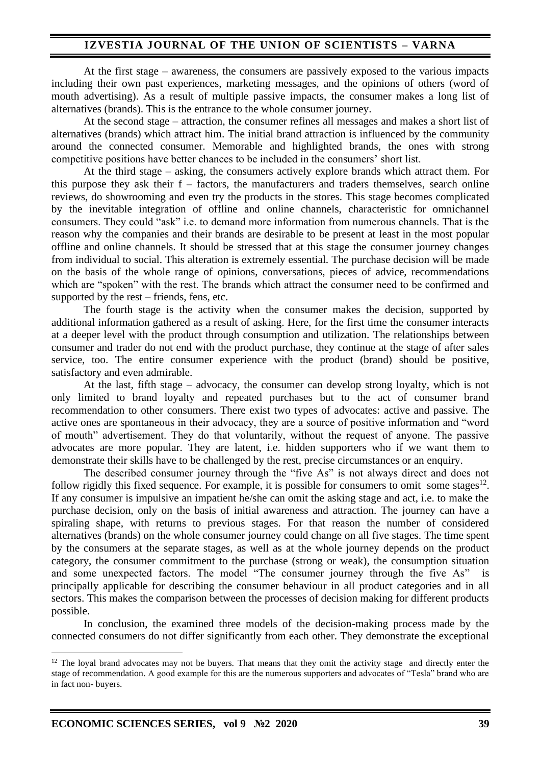At the first stage – awareness, the consumers are passively exposed to the various impacts including their own past experiences, marketing messages, and the opinions of others (word of mouth advertising). As a result of multiple passive impacts, the consumer makes a long list of alternatives (brands). This is the entrance to the whole consumer journey.

At the second stage – attraction, the consumer refines all messages and makes a short list of alternatives (brands) which attract him. The initial brand attraction is influenced by the community around the connected consumer. Memorable and highlighted brands, the ones with strong competitive positions have better chances to be included in the consumers' short list.

At the third stage – asking, the consumers actively explore brands which attract them. For this purpose they ask their f – factors, the manufacturers and traders themselves, search online reviews, do showrooming and even try the products in the stores. This stage becomes complicated by the inevitable integration of offline and online channels, characteristic for omnichannel consumers. They could "ask" i.e. to demand more information from numerous channels. That is the reason why the companies and their brands are desirable to be present at least in the most popular offline and online channels. It should be stressed that at this stage the consumer journey changes from individual to social. This alteration is extremely essential. The purchase decision will be made on the basis of the whole range of opinions, conversations, pieces of advice, recommendations which are "spoken" with the rest. The brands which attract the consumer need to be confirmed and supported by the rest – friends, fens, etc.

The fourth stage is the activity when the consumer makes the decision, supported by additional information gathered as a result of asking. Here, for the first time the consumer interacts at a deeper level with the product through consumption and utilization. The relationships between consumer and trader do not end with the product purchase, they continue at the stage of after sales service, too. The entire consumer experience with the product (brand) should be positive, satisfactory and even admirable.

At the last, fifth stage – advocacy, the consumer can develop strong loyalty, which is not only limited to brand loyalty and repeated purchases but to the act of consumer brand recommendation to other consumers. There exist two types of advocates: active and passive. The active ones are spontaneous in their advocacy, they are a source of positive information and "word of mouth" advertisement. They do that voluntarily, without the request of anyone. The passive advocates are more popular. They are latent, i.e. hidden supporters who if we want them to demonstrate their skills have to be challenged by the rest, precise circumstances or an enquiry.

The described consumer journey through the "five As" is not always direct and does not follow rigidly this fixed sequence. For example, it is possible for consumers to omit some stages[12]. If any consumer is impulsive an impatient he/she can omit the asking stage and act, i.e. to make the purchase decision, only on the basis of initial awareness and attraction. The journey can have a spiraling shape, with returns to previous stages. For that reason the number of considered alternatives (brands) on the whole consumer journey could change on all five stages. The time spent by the consumers at the separate stages, as well as at the whole journey depends on the product category, the consumer commitment to the purchase (strong or weak), the consumption situation and some unexpected factors. The model "The consumer journey through the five As" is principally applicable for describing the consumer behaviour in all product categories and in all sectors. This makes the comparison between the processes of decision making for different products possible.

In conclusion, the examined three models of the decision-making process made by the connected consumers do not differ significantly from each other. They demonstrate the exceptional

---

[12] The loyal brand advocates may not be buyers. That means that they omit the activity stage and directly enter the stage of recommendation. A good example for this are the numerous supporters and advocates of "Tesla" brand who are in fact non- buyers.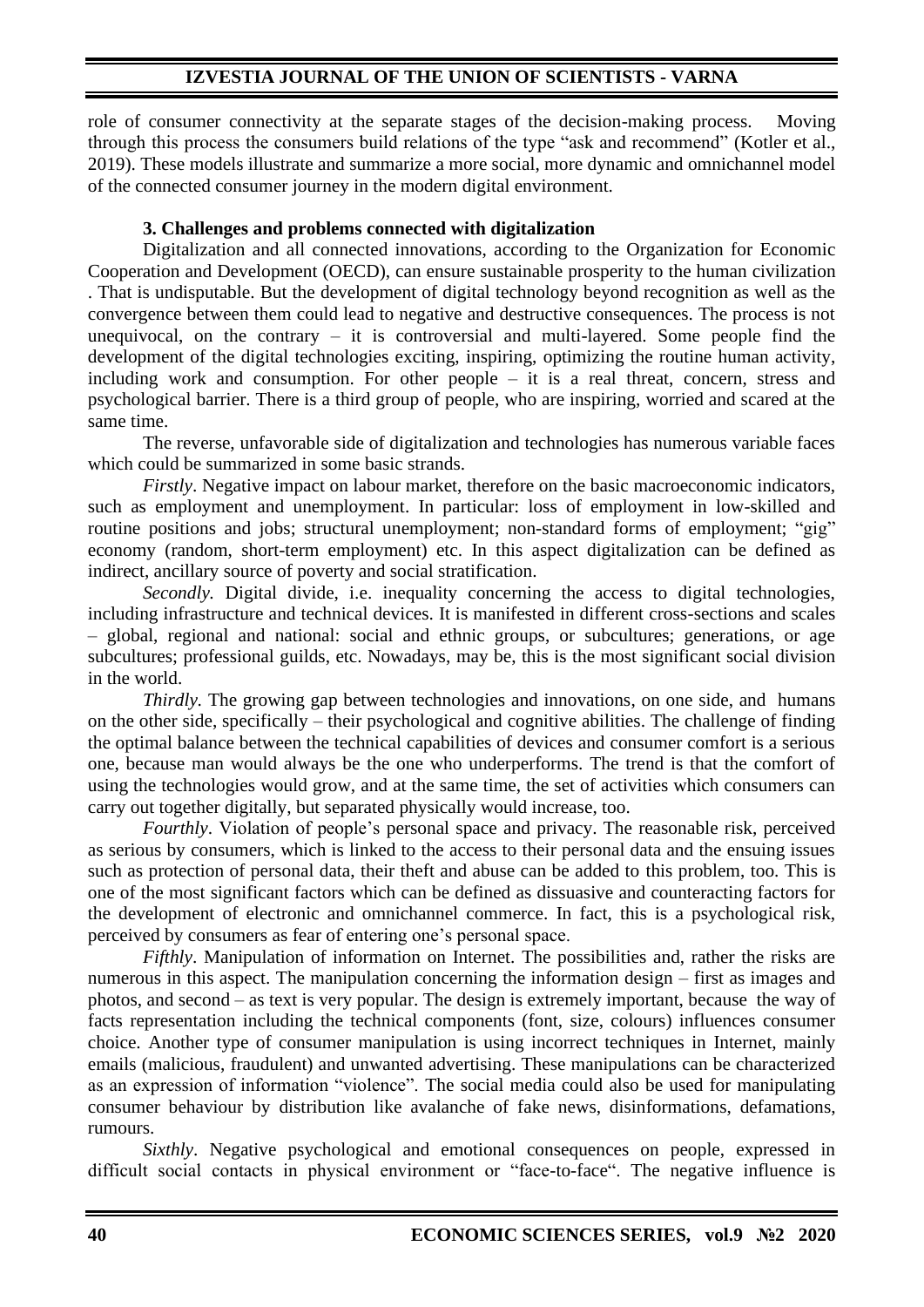role of consumer connectivity at the separate stages of the decision-making process. Moving through this process the consumers build relations of the type "ask and recommend" (Kotler et al., 2019). These models illustrate and summarize a more social, more dynamic and omnichannel model of the connected consumer journey in the modern digital environment.

## 3. Challenges and problems connected with digitalization

Digitalization and all connected innovations, according to the Organization for Economic Cooperation and Development (OECD), can ensure sustainable prosperity to the human civilization . That is undisputable. But the development of digital technology beyond recognition as well as the convergence between them could lead to negative and destructive consequences. The process is not unequivocal, on the contrary – it is controversial and multi-layered. Some people find the development of the digital technologies exciting, inspiring, optimizing the routine human activity, including work and consumption. For other people – it is a real threat, concern, stress and psychological barrier. There is a third group of people, who are inspiring, worried and scared at the same time.

The reverse, unfavorable side of digitalization and technologies has numerous variable faces which could be summarized in some basic strands.

*Firstly*. Negative impact on labour market, therefore on the basic macroeconomic indicators, such as employment and unemployment. In particular: loss of employment in low-skilled and routine positions and jobs; structural unemployment; non-standard forms of employment; "gig" economy (random, short-term employment) etc. In this aspect digitalization can be defined as indirect, ancillary source of poverty and social stratification.

*Secondly.* Digital divide, i.e. inequality concerning the access to digital technologies, including infrastructure and technical devices. It is manifested in different cross-sections and scales – global, regional and national: social and ethnic groups, or subcultures; generations, or age subcultures; professional guilds, etc. Nowadays, may be, this is the most significant social division in the world.

*Thirdly.* The growing gap between technologies and innovations, on one side, and humans on the other side, specifically – their psychological and cognitive abilities. The challenge of finding the optimal balance between the technical capabilities of devices and consumer comfort is a serious one, because man would always be the one who underperforms. The trend is that the comfort of using the technologies would grow, and at the same time, the set of activities which consumers can carry out together digitally, but separated physically would increase, too.

*Fourthly*. Violation of people's personal space and privacy. The reasonable risk, perceived as serious by consumers, which is linked to the access to their personal data and the ensuing issues such as protection of personal data, their theft and abuse can be added to this problem, too. This is one of the most significant factors which can be defined as dissuasive and counteracting factors for the development of electronic and omnichannel commerce. In fact, this is a psychological risk, perceived by consumers as fear of entering one's personal space.

*Fifthly*. Manipulation of information on Internet. The possibilities and, rather the risks are numerous in this aspect. The manipulation concerning the information design – first as images and photos, and second – as text is very popular. The design is extremely important, because the way of facts representation including the technical components (font, size, colours) influences consumer choice. Another type of consumer manipulation is using incorrect techniques in Internet, mainly emails (malicious, fraudulent) and unwanted advertising. These manipulations can be characterized as an expression of information "violence". The social media could also be used for manipulating consumer behaviour by distribution like avalanche of fake news, disinformations, defamations, rumours.

*Sixthly*. Negative psychological and emotional consequences on people, expressed in difficult social contacts in physical environment or "face-to-face". The negative influence is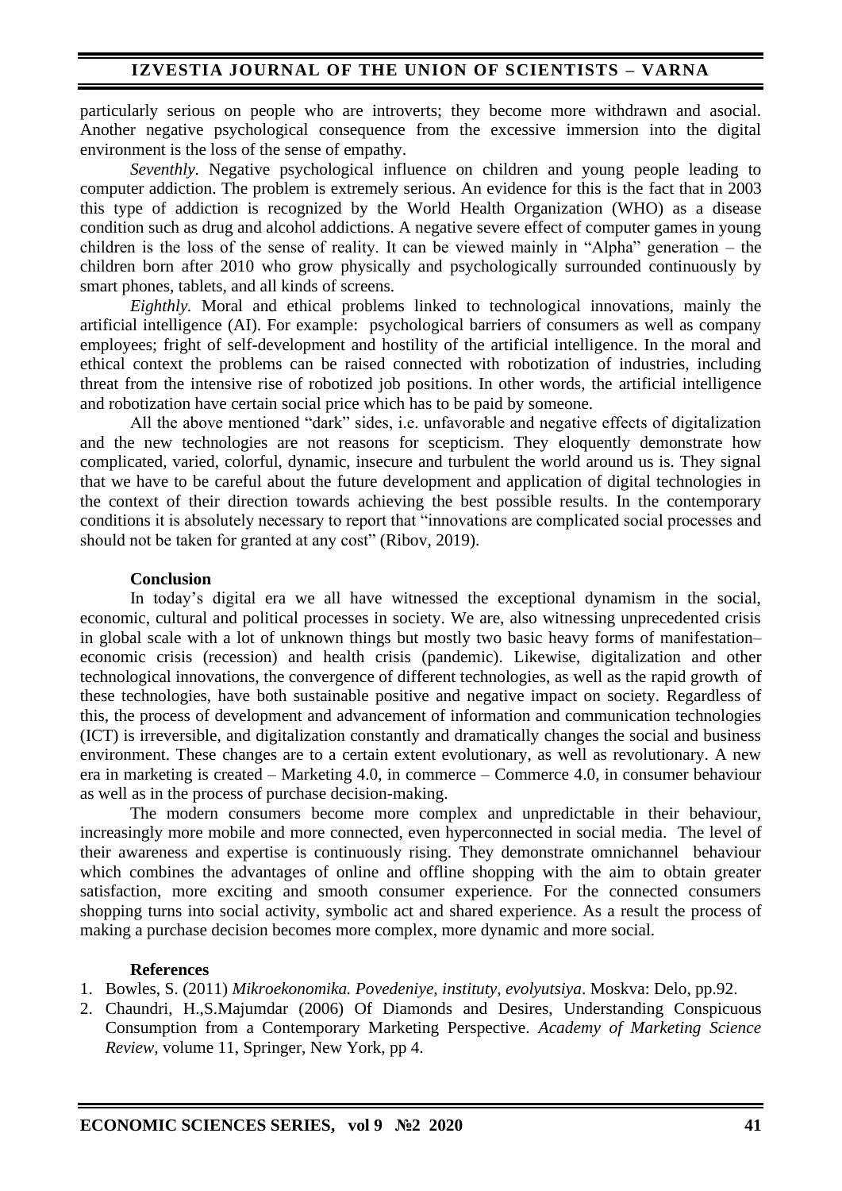particularly serious on people who are introverts; they become more withdrawn and asocial. Another negative psychological consequence from the excessive immersion into the digital environment is the loss of the sense of empathy.

*Seventhly*. Negative psychological influence on children and young people leading to computer addiction. The problem is extremely serious. An evidence for this is the fact that in 2003 this type of addiction is recognized by the World Health Organization (WHO) as a disease condition such as drug and alcohol addictions. A negative severe effect of computer games in young children is the loss of the sense of reality. It can be viewed mainly in "Alpha" generation – the children born after 2010 who grow physically and psychologically surrounded continuously by smart phones, tablets, and all kinds of screens.

*Eighthly.* Moral and ethical problems linked to technological innovations, mainly the artificial intelligence (AI). For example: psychological barriers of consumers as well as company employees; fright of self-development and hostility of the artificial intelligence. In the moral and ethical context the problems can be raised connected with robotization of industries, including threat from the intensive rise of robotized job positions. In other words, the artificial intelligence and robotization have certain social price which has to be paid by someone.

All the above mentioned "dark" sides, i.e. unfavorable and negative effects of digitalization and the new technologies are not reasons for scepticism. They eloquently demonstrate how complicated, varied, colorful, dynamic, insecure and turbulent the world around us is. They signal that we have to be careful about the future development and application of digital technologies in the context of their direction towards achieving the best possible results. In the contemporary conditions it is absolutely necessary to report that "innovations are complicated social processes and should not be taken for granted at any cost" (Ribov, 2019).

**Conclusion**

In today's digital era we all have witnessed the exceptional dynamism in the social, economic, cultural and political processes in society. We are, also witnessing unprecedented crisis in global scale with a lot of unknown things but mostly two basic heavy forms of manifestation– economic crisis (recession) and health crisis (pandemic). Likewise, digitalization and other technological innovations, the convergence of different technologies, as well as the rapid growth of these technologies, have both sustainable positive and negative impact on society. Regardless of this, the process of development and advancement of information and communication technologies (ICT) is irreversible, and digitalization constantly and dramatically changes the social and business environment. These changes are to a certain extent evolutionary, as well as revolutionary. A new era in marketing is created – Marketing 4.0, in commerce – Commerce 4.0, in consumer behaviour as well as in the process of purchase decision-making.

The modern consumers become more complex and unpredictable in their behaviour, increasingly more mobile and more connected, even hyperconnected in social media. The level of their awareness and expertise is continuously rising. They demonstrate omnichannel behaviour which combines the advantages of online and offline shopping with the aim to obtain greater satisfaction, more exciting and smooth consumer experience. For the connected consumers shopping turns into social activity, symbolic act and shared experience. As a result the process of making a purchase decision becomes more complex, more dynamic and more social.

**References**

1. Bowles, S. (2011) *Mikroekonomika. Povedeniye, instituty, evolyutsiya*. Moskva: Delo, pp.92.
2. Chaundri, H.,S.Majumdar (2006) Of Diamonds and Desires, Understanding Conspicuous Consumption from a Contemporary Marketing Perspective. *Academy of Marketing Science Review,* volume 11, Springer, New York, pp 4.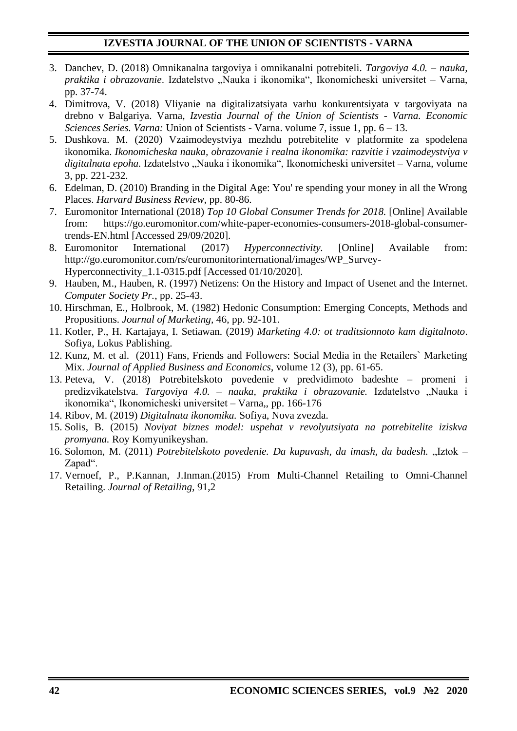3. Danchev, D. (2018) Omnikanalna targoviya i omnikanalni potrebiteli. *Targoviya 4.0. – nauka, praktika i obrazovanie*. Izdatelstvo „Nauka i ikonomika", Ikonomicheski universitet – Varna, pp. 37-74.
4. Dimitrova, V. (2018) Vliyanie na digitalizatsiyata varhu konkurentsiyata v targoviyata na drebno v Balgariya. Varna, *Izvestia Journal of the Union of Scientists - Varna. Economic Sciences Series. Varna:* Union of Scientists - Varna. volume 7, issue 1, pp. 6 – 13.
5. Dushkova. M. (2020) Vzaimodeystviya mezhdu potrebitelite v platformite za spodelena ikonomika. *Ikonomicheska nauka, obrazovanie i realna ikonomika: razvitie i vzaimodeystviya v digitalnata epoha.* Izdatelstvo „Nauka i ikonomika", Ikonomicheski universitet – Varna, volume 3, pp. 221-232.
6. Edelman, D. (2010) Branding in the Digital Age: You' re spending your money in all the Wrong Places. *Harvard Business Review*, pp. 80-86.
7. Euromonitor International (2018) *Top 10 Global Consumer Trends for 2018.* [Online] Available from: https://go.euromonitor.com/white-paper-economies-consumers-2018-global-consumer-trends-EN.html [Accessed 29/09/2020].
8. Euromonitor International (2017) *Hyperconnectivity.* [Online] Available from: http://go.euromonitor.com/rs/euromonitorinternational/images/WP_Survey-Hyperconnectivity_1.1-0315.pdf [Accessed 01/10/2020].
9. Hauben, M., Hauben, R. (1997) Netizens: On the History and Impact of Usenet and the Internet. *Computer Society Pr.*, pp. 25-43.
10. Hirschman, E., Holbrook, M. (1982) Hedonic Consumption: Emerging Concepts, Methods and Propositions. *Journal of Marketing,* 46, pp. 92-101.
11. Kotler, P., H. Kartajaya, I. Setiawan. (2019) *Marketing 4.0: ot traditsionnoto kam digitalnoto*. Sofiya, Lokus Pablishing.
12. Kunz, M. et al. (2011) Fans, Friends and Followers: Social Media in the Retailers` Marketing Mix. *Journal of Applied Business and Economics*, volume 12 (3), pp. 61-65.
13. Peteva, V. (2018) Potrebitelskoto povedenie v predvidimoto badeshte – promeni i predizvikatelstva. *Targoviya 4.0. – nauka, praktika i obrazovanie.* Izdatelstvo „Nauka i ikonomika", Ikonomicheski universitet – Varna,, pp. 166-176
14. Ribov, M. (2019) *Digitalnata ikonomika.* Sofiya, Nova zvezda.
15. Solis, B. (2015) *Noviyat biznes model: uspehat v revolyutsiyata na potrebitelite iziskva promyana.* Roy Komyunikeyshan.
16. Solomon, M. (2011) *Potrebitelskoto povedenie. Da kupuvash, da imash, da badesh.* „Iztok – Zapad".
17. Vernoef, P., P.Kannan, J.Inman.(2015) From Multi-Channel Retailing to Omni-Channel Retailing. *Journal of Retailing*, 91,2